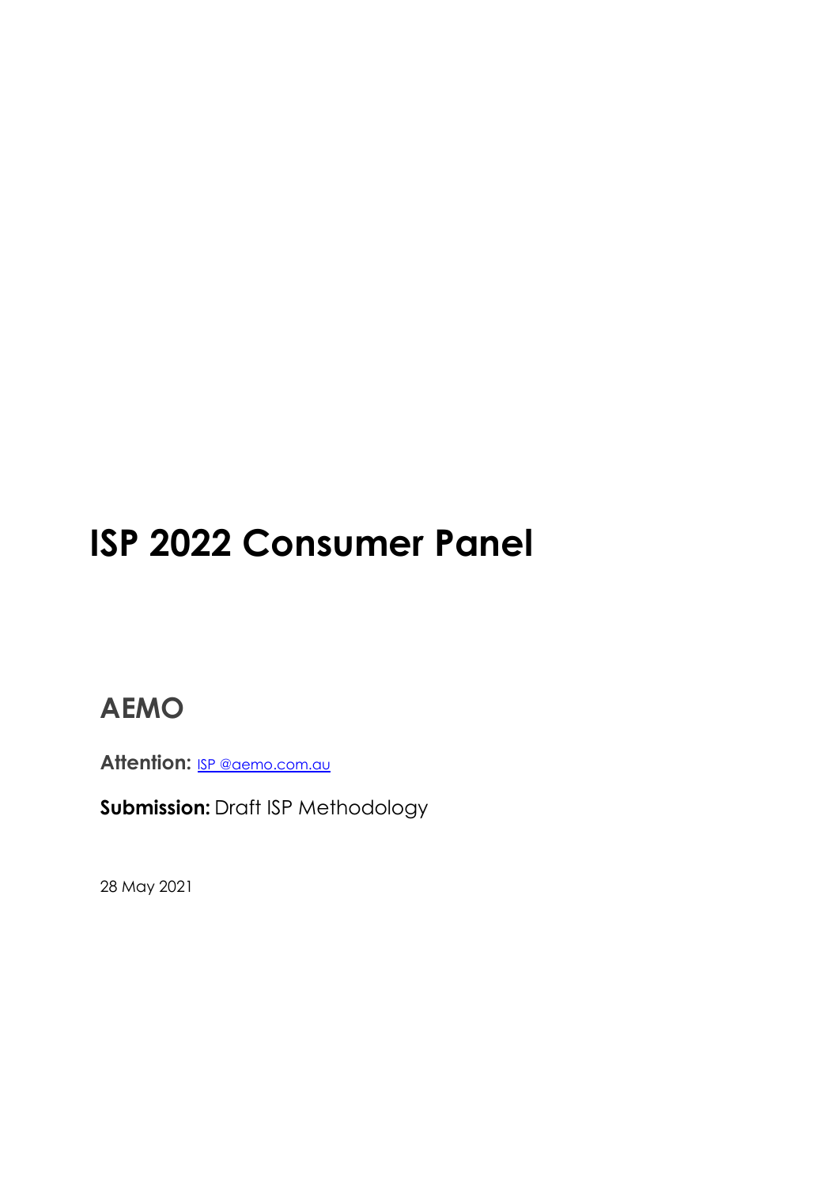# ISP 2022 Consumer Panel

## AEMO

**Attention:** [ISP @aemo.com.au](mailto:ISP@aemo.com.au)

**Submission:** Draft ISP Methodology

28 May 2021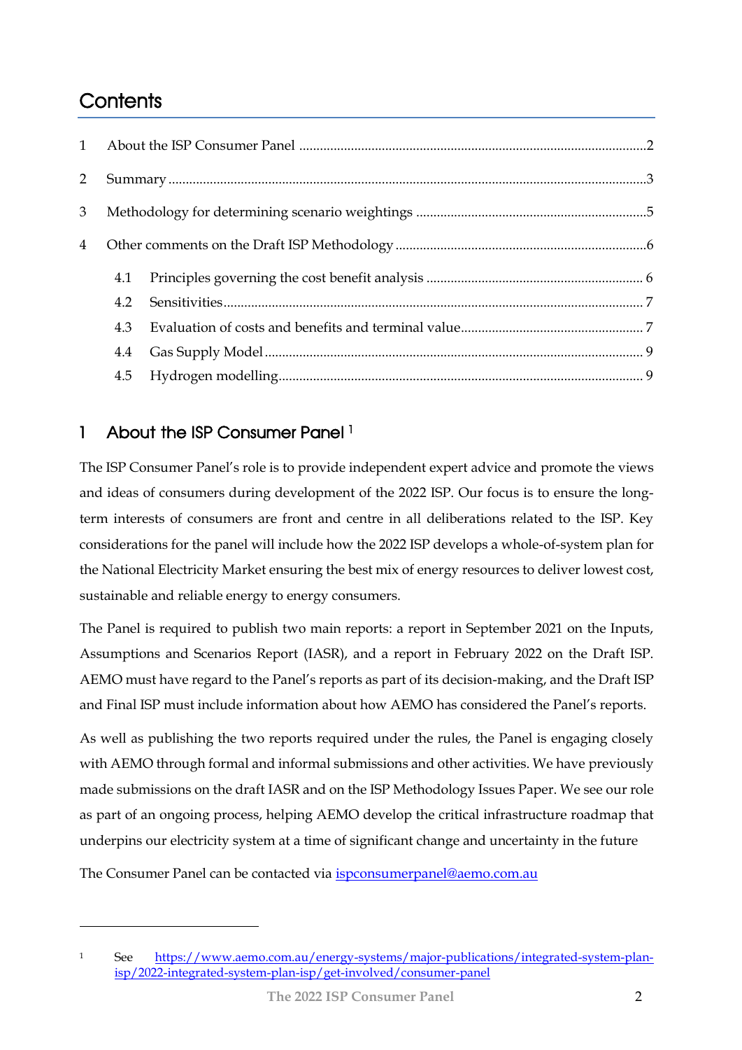# Contents

1 About the ISP Consumer Panel ....................................................................................................2

2 Summary ..........................................................................................................................................3

3 Methodology for determining scenario weightings ..................................................................5

4 Other comments on the Draft ISP Methodology ........................................................................6

- 4.1 Principles governing the cost benefit analysis .............................................................. 6
- 4.2 Sensitivities........................................................................................................................ 7
- 4.3 Evaluation of costs and benefits and terminal value..................................................... 7
- 4.4 Gas Supply Model ............................................................................................................ 9
- 4.5 Hydrogen modelling......................................................................................................... 9

## 1 About the ISP Consumer Panel [1]

The ISP Consumer Panel's role is to provide independent expert advice and promote the views and ideas of consumers during development of the 2022 ISP. Our focus is to ensure the long-term interests of consumers are front and centre in all deliberations related to the ISP. Key considerations for the panel will include how the 2022 ISP develops a whole-of-system plan for the National Electricity Market ensuring the best mix of energy resources to deliver lowest cost, sustainable and reliable energy to energy consumers.

The Panel is required to publish two main reports: a report in September 2021 on the Inputs, Assumptions and Scenarios Report (IASR), and a report in February 2022 on the Draft ISP. AEMO must have regard to the Panel's reports as part of its decision-making, and the Draft ISP and Final ISP must include information about how AEMO has considered the Panel's reports.

As well as publishing the two reports required under the rules, the Panel is engaging closely with AEMO through formal and informal submissions and other activities. We have previously made submissions on the draft IASR and on the ISP Methodology Issues Paper. We see our role as part of an ongoing process, helping AEMO develop the critical infrastructure roadmap that underpins our electricity system at a time of significant change and uncertainty in the future

The Consumer Panel can be contacted via ispconsumerpanel@aemo.com.au

---

[1] See https://www.aemo.com.au/energy-systems/major-publications/integrated-system-plan-isp/2022-integrated-system-plan-isp/get-involved/consumer-panel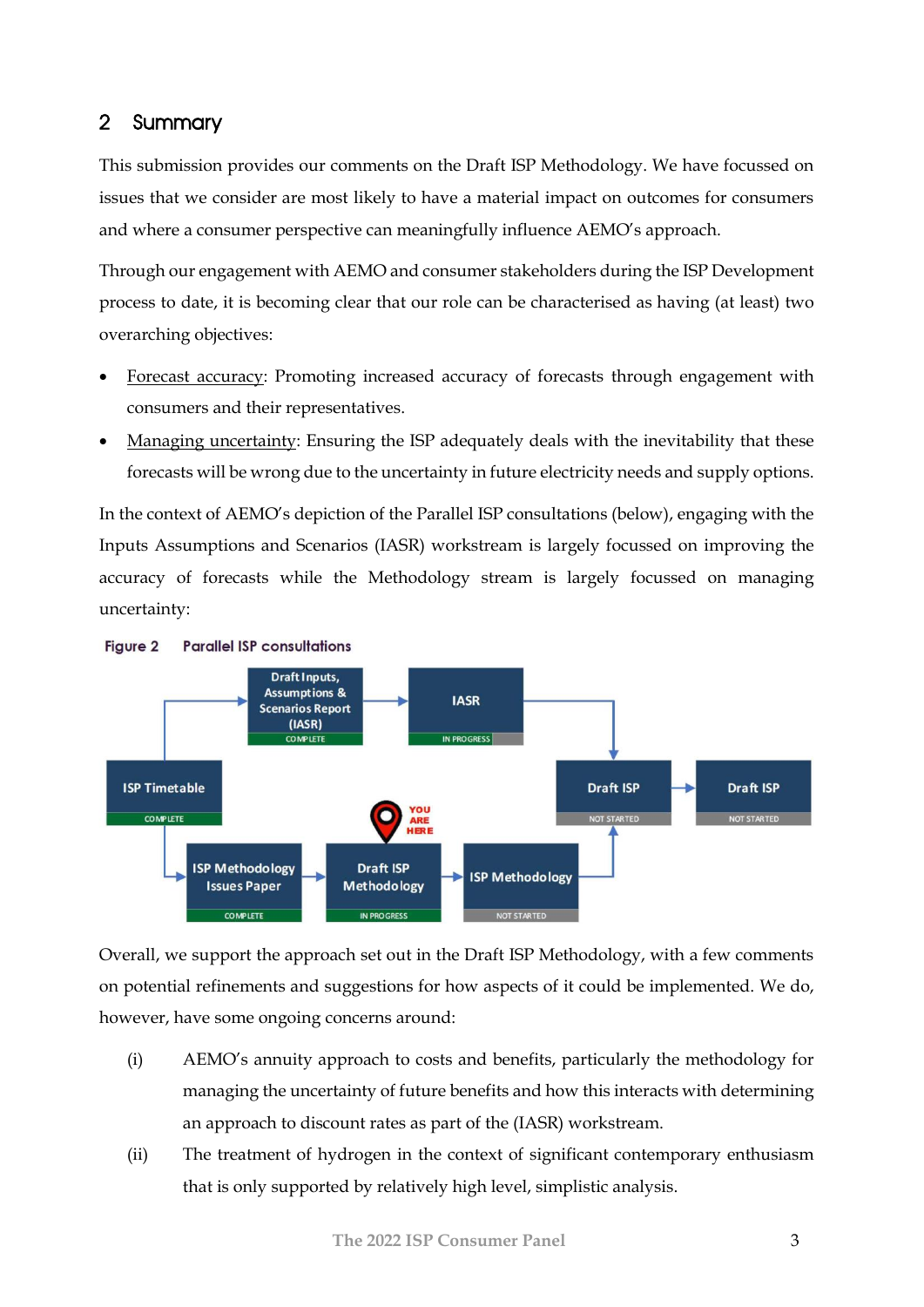## 2 Summary

This submission provides our comments on the Draft ISP Methodology. We have focussed on issues that we consider are most likely to have a material impact on outcomes for consumers and where a consumer perspective can meaningfully influence AEMO's approach.

Through our engagement with AEMO and consumer stakeholders during the ISP Development process to date, it is becoming clear that our role can be characterised as having (at least) two overarching objectives:

- Forecast accuracy: Promoting increased accuracy of forecasts through engagement with consumers and their representatives.
- Managing uncertainty: Ensuring the ISP adequately deals with the inevitability that these forecasts will be wrong due to the uncertainty in future electricity needs and supply options.

In the context of AEMO's depiction of the Parallel ISP consultations (below), engaging with the Inputs Assumptions and Scenarios (IASR) workstream is largely focussed on improving the accuracy of forecasts while the Methodology stream is largely focussed on managing uncertainty:

**Figure 2 Parallel ISP consultations**

Overall, we support the approach set out in the Draft ISP Methodology, with a few comments on potential refinements and suggestions for how aspects of it could be implemented. We do, however, have some ongoing concerns around:

(i) AEMO's annuity approach to costs and benefits, particularly the methodology for managing the uncertainty of future benefits and how this interacts with determining an approach to discount rates as part of the (IASR) workstream.

(ii) The treatment of hydrogen in the context of significant contemporary enthusiasm that is only supported by relatively high level, simplistic analysis.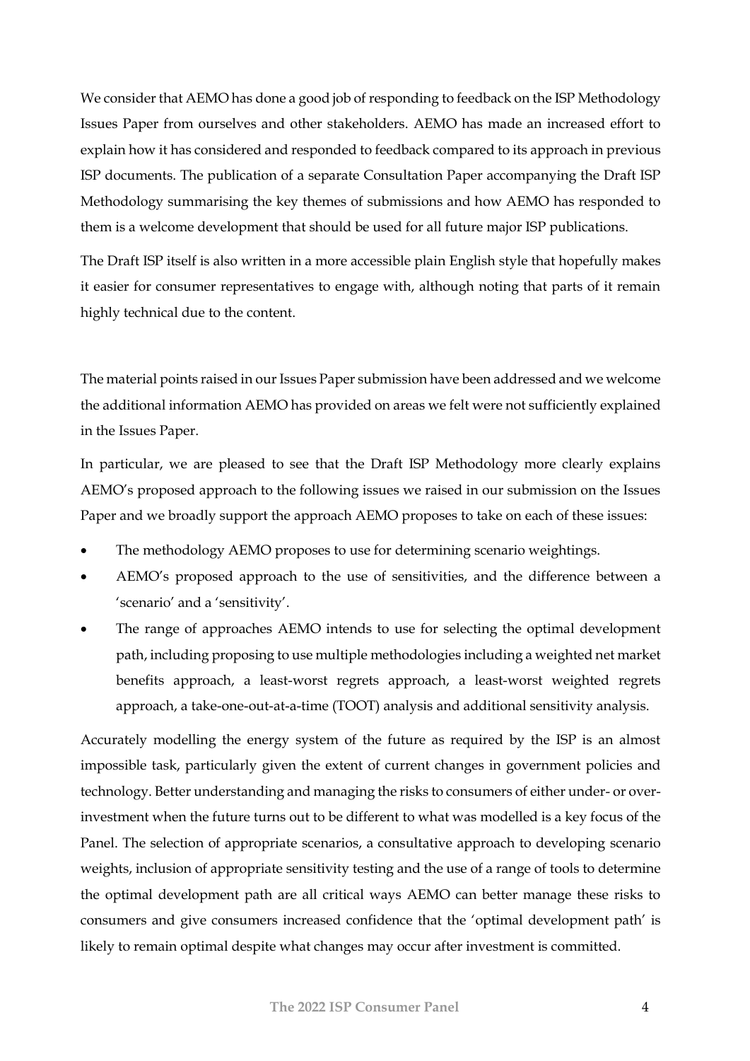We consider that AEMO has done a good job of responding to feedback on the ISP Methodology Issues Paper from ourselves and other stakeholders. AEMO has made an increased effort to explain how it has considered and responded to feedback compared to its approach in previous ISP documents. The publication of a separate Consultation Paper accompanying the Draft ISP Methodology summarising the key themes of submissions and how AEMO has responded to them is a welcome development that should be used for all future major ISP publications.

The Draft ISP itself is also written in a more accessible plain English style that hopefully makes it easier for consumer representatives to engage with, although noting that parts of it remain highly technical due to the content.

The material points raised in our Issues Paper submission have been addressed and we welcome the additional information AEMO has provided on areas we felt were not sufficiently explained in the Issues Paper.

In particular, we are pleased to see that the Draft ISP Methodology more clearly explains AEMO's proposed approach to the following issues we raised in our submission on the Issues Paper and we broadly support the approach AEMO proposes to take on each of these issues:

- The methodology AEMO proposes to use for determining scenario weightings.
- AEMO's proposed approach to the use of sensitivities, and the difference between a 'scenario' and a 'sensitivity'.
- The range of approaches AEMO intends to use for selecting the optimal development path, including proposing to use multiple methodologies including a weighted net market benefits approach, a least-worst regrets approach, a least-worst weighted regrets approach, a take-one-out-at-a-time (TOOT) analysis and additional sensitivity analysis.

Accurately modelling the energy system of the future as required by the ISP is an almost impossible task, particularly given the extent of current changes in government policies and technology. Better understanding and managing the risks to consumers of either under- or over-investment when the future turns out to be different to what was modelled is a key focus of the Panel. The selection of appropriate scenarios, a consultative approach to developing scenario weights, inclusion of appropriate sensitivity testing and the use of a range of tools to determine the optimal development path are all critical ways AEMO can better manage these risks to consumers and give consumers increased confidence that the 'optimal development path' is likely to remain optimal despite what changes may occur after investment is committed.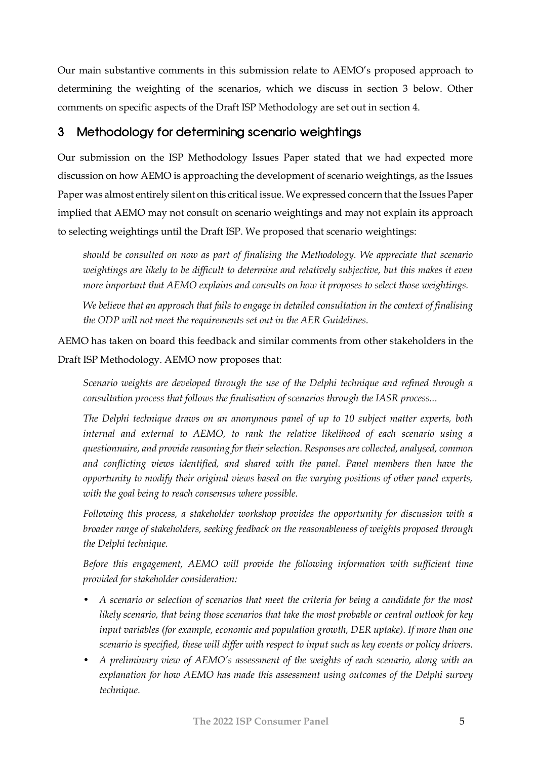Our main substantive comments in this submission relate to AEMO's proposed approach to determining the weighting of the scenarios, which we discuss in section 3 below. Other comments on specific aspects of the Draft ISP Methodology are set out in section 4.

## 3 Methodology for determining scenario weightings

Our submission on the ISP Methodology Issues Paper stated that we had expected more discussion on how AEMO is approaching the development of scenario weightings, as the Issues Paper was almost entirely silent on this critical issue. We expressed concern that the Issues Paper implied that AEMO may not consult on scenario weightings and may not explain its approach to selecting weightings until the Draft ISP. We proposed that scenario weightings:

> *should be consulted on now as part of finalising the Methodology. We appreciate that scenario weightings are likely to be difficult to determine and relatively subjective, but this makes it even more important that AEMO explains and consults on how it proposes to select those weightings.*
>
> *We believe that an approach that fails to engage in detailed consultation in the context of finalising the ODP will not meet the requirements set out in the AER Guidelines.*

AEMO has taken on board this feedback and similar comments from other stakeholders in the Draft ISP Methodology. AEMO now proposes that:

> *Scenario weights are developed through the use of the Delphi technique and refined through a consultation process that follows the finalisation of scenarios through the IASR process...*
>
> *The Delphi technique draws on an anonymous panel of up to 10 subject matter experts, both internal and external to AEMO, to rank the relative likelihood of each scenario using a questionnaire, and provide reasoning for their selection. Responses are collected, analysed, common and conflicting views identified, and shared with the panel. Panel members then have the opportunity to modify their original views based on the varying positions of other panel experts, with the goal being to reach consensus where possible.*
>
> *Following this process, a stakeholder workshop provides the opportunity for discussion with a broader range of stakeholders, seeking feedback on the reasonableness of weights proposed through the Delphi technique.*
>
> *Before this engagement, AEMO will provide the following information with sufficient time provided for stakeholder consideration:*
>
> - *A scenario or selection of scenarios that meet the criteria for being a candidate for the most likely scenario, that being those scenarios that take the most probable or central outlook for key input variables (for example, economic and population growth, DER uptake). If more than one scenario is specified, these will differ with respect to input such as key events or policy drivers.*
> - *A preliminary view of AEMO's assessment of the weights of each scenario, along with an explanation for how AEMO has made this assessment using outcomes of the Delphi survey technique.*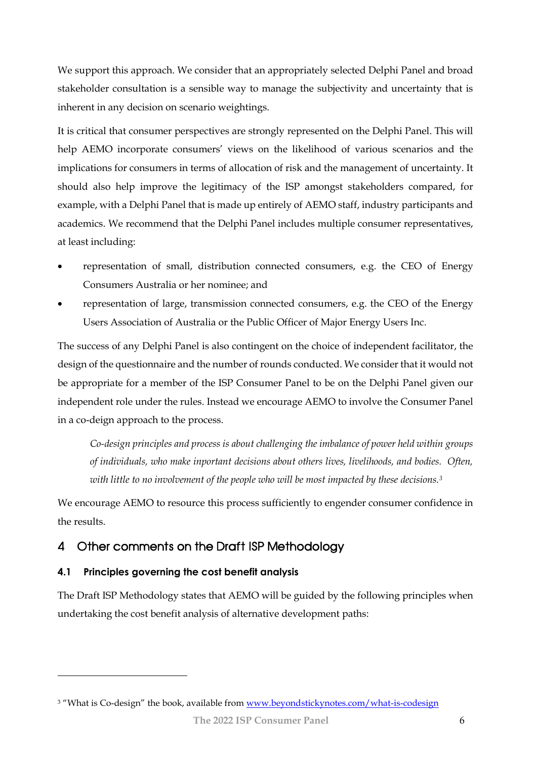We support this approach. We consider that an appropriately selected Delphi Panel and broad stakeholder consultation is a sensible way to manage the subjectivity and uncertainty that is inherent in any decision on scenario weightings.

It is critical that consumer perspectives are strongly represented on the Delphi Panel. This will help AEMO incorporate consumers' views on the likelihood of various scenarios and the implications for consumers in terms of allocation of risk and the management of uncertainty. It should also help improve the legitimacy of the ISP amongst stakeholders compared, for example, with a Delphi Panel that is made up entirely of AEMO staff, industry participants and academics. We recommend that the Delphi Panel includes multiple consumer representatives, at least including:

- representation of small, distribution connected consumers, e.g. the CEO of Energy Consumers Australia or her nominee; and
- representation of large, transmission connected consumers, e.g. the CEO of the Energy Users Association of Australia or the Public Officer of Major Energy Users Inc.

The success of any Delphi Panel is also contingent on the choice of independent facilitator, the design of the questionnaire and the number of rounds conducted. We consider that it would not be appropriate for a member of the ISP Consumer Panel to be on the Delphi Panel given our independent role under the rules. Instead we encourage AEMO to involve the Consumer Panel in a co-deign approach to the process.

> *Co-design principles and process is about challenging the imbalance of power held within groups of individuals, who make important decisions about others lives, livelihoods, and bodies. Often, with little to no involvement of the people who will be most impacted by these decisions.*[3]

We encourage AEMO to resource this process sufficiently to engender consumer confidence in the results.

## 4 Other comments on the Draft ISP Methodology

### 4.1 Principles governing the cost benefit analysis

The Draft ISP Methodology states that AEMO will be guided by the following principles when undertaking the cost benefit analysis of alternative development paths:

---

[3] "What is Co-design" the book, available from www.beyondstickynotes.com/what-is-codesign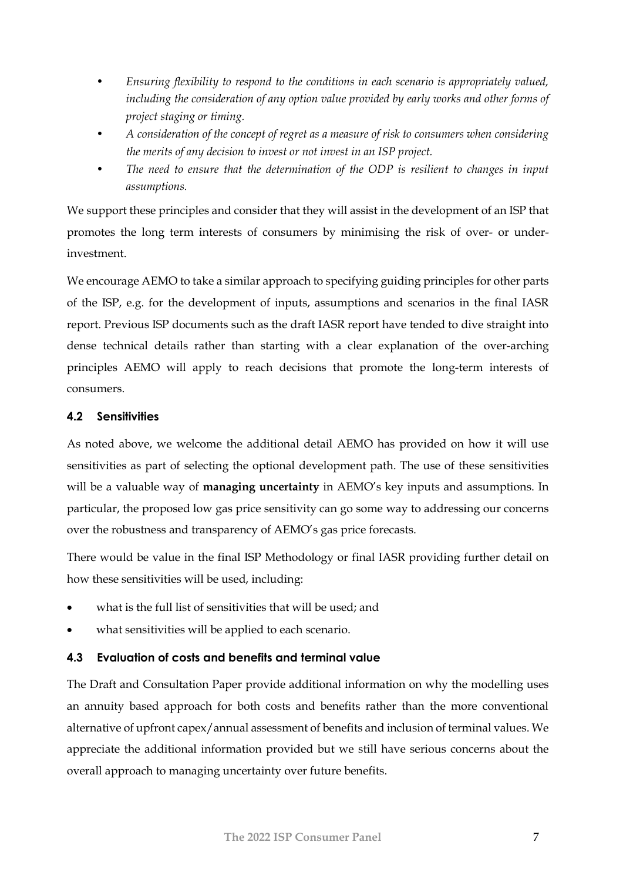- *Ensuring flexibility to respond to the conditions in each scenario is appropriately valued, including the consideration of any option value provided by early works and other forms of project staging or timing.*
- *A consideration of the concept of regret as a measure of risk to consumers when considering the merits of any decision to invest or not invest in an ISP project.*
- *The need to ensure that the determination of the ODP is resilient to changes in input assumptions.*

We support these principles and consider that they will assist in the development of an ISP that promotes the long term interests of consumers by minimising the risk of over- or under-investment.

We encourage AEMO to take a similar approach to specifying guiding principles for other parts of the ISP, e.g. for the development of inputs, assumptions and scenarios in the final IASR report. Previous ISP documents such as the draft IASR report have tended to dive straight into dense technical details rather than starting with a clear explanation of the over-arching principles AEMO will apply to reach decisions that promote the long-term interests of consumers.

### 4.2 Sensitivities

As noted above, we welcome the additional detail AEMO has provided on how it will use sensitivities as part of selecting the optional development path. The use of these sensitivities will be a valuable way of **managing uncertainty** in AEMO's key inputs and assumptions. In particular, the proposed low gas price sensitivity can go some way to addressing our concerns over the robustness and transparency of AEMO's gas price forecasts.

There would be value in the final ISP Methodology or final IASR providing further detail on how these sensitivities will be used, including:

- what is the full list of sensitivities that will be used; and
- what sensitivities will be applied to each scenario.

### 4.3 Evaluation of costs and benefits and terminal value

The Draft and Consultation Paper provide additional information on why the modelling uses an annuity based approach for both costs and benefits rather than the more conventional alternative of upfront capex/annual assessment of benefits and inclusion of terminal values. We appreciate the additional information provided but we still have serious concerns about the overall approach to managing uncertainty over future benefits.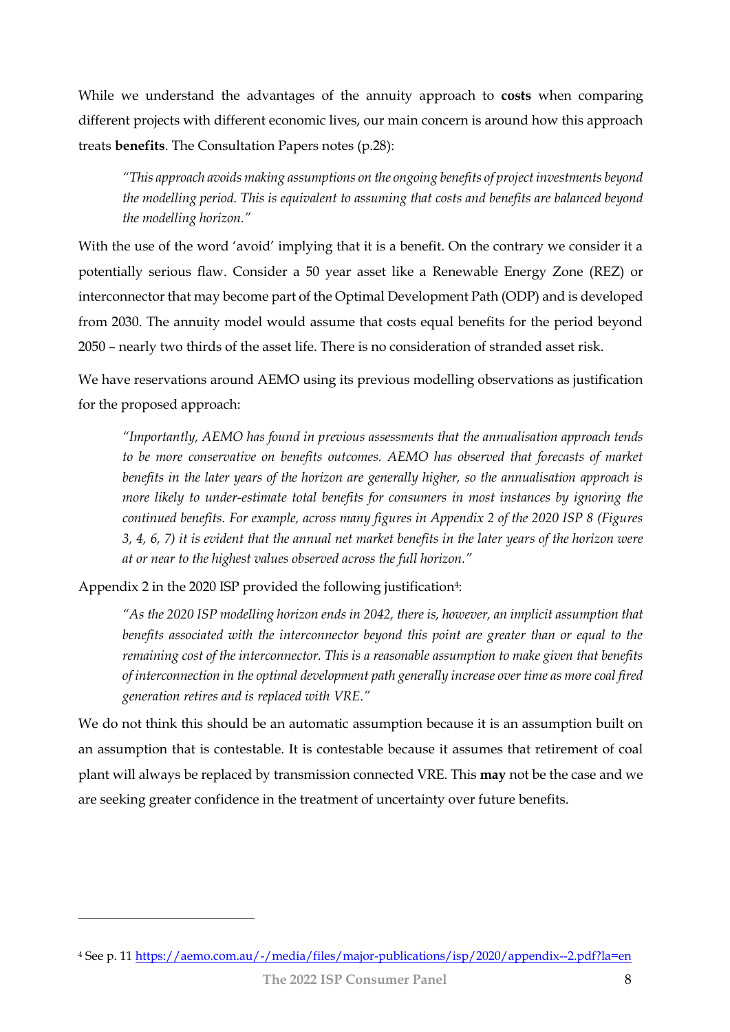While we understand the advantages of the annuity approach to **costs** when comparing different projects with different economic lives, our main concern is around how this approach treats **benefits**. The Consultation Papers notes (p.28):

> *"This approach avoids making assumptions on the ongoing benefits of project investments beyond the modelling period. This is equivalent to assuming that costs and benefits are balanced beyond the modelling horizon."*

With the use of the word 'avoid' implying that it is a benefit. On the contrary we consider it a potentially serious flaw. Consider a 50 year asset like a Renewable Energy Zone (REZ) or interconnector that may become part of the Optimal Development Path (ODP) and is developed from 2030. The annuity model would assume that costs equal benefits for the period beyond 2050 – nearly two thirds of the asset life. There is no consideration of stranded asset risk.

We have reservations around AEMO using its previous modelling observations as justification for the proposed approach:

> *"Importantly, AEMO has found in previous assessments that the annualisation approach tends to be more conservative on benefits outcomes. AEMO has observed that forecasts of market benefits in the later years of the horizon are generally higher, so the annualisation approach is more likely to under-estimate total benefits for consumers in most instances by ignoring the continued benefits. For example, across many figures in Appendix 2 of the 2020 ISP 8 (Figures 3, 4, 6, 7) it is evident that the annual net market benefits in the later years of the horizon were at or near to the highest values observed across the full horizon."*

Appendix 2 in the 2020 ISP provided the following justification[4]:

> *"As the 2020 ISP modelling horizon ends in 2042, there is, however, an implicit assumption that benefits associated with the interconnector beyond this point are greater than or equal to the remaining cost of the interconnector. This is a reasonable assumption to make given that benefits of interconnection in the optimal development path generally increase over time as more coal fired generation retires and is replaced with VRE."*

We do not think this should be an automatic assumption because it is an assumption built on an assumption that is contestable. It is contestable because it assumes that retirement of coal plant will always be replaced by transmission connected VRE. This **may** not be the case and we are seeking greater confidence in the treatment of uncertainty over future benefits.

---

[4] See p. 11 https://aemo.com.au/-/media/files/major-publications/isp/2020/appendix--2.pdf?la=en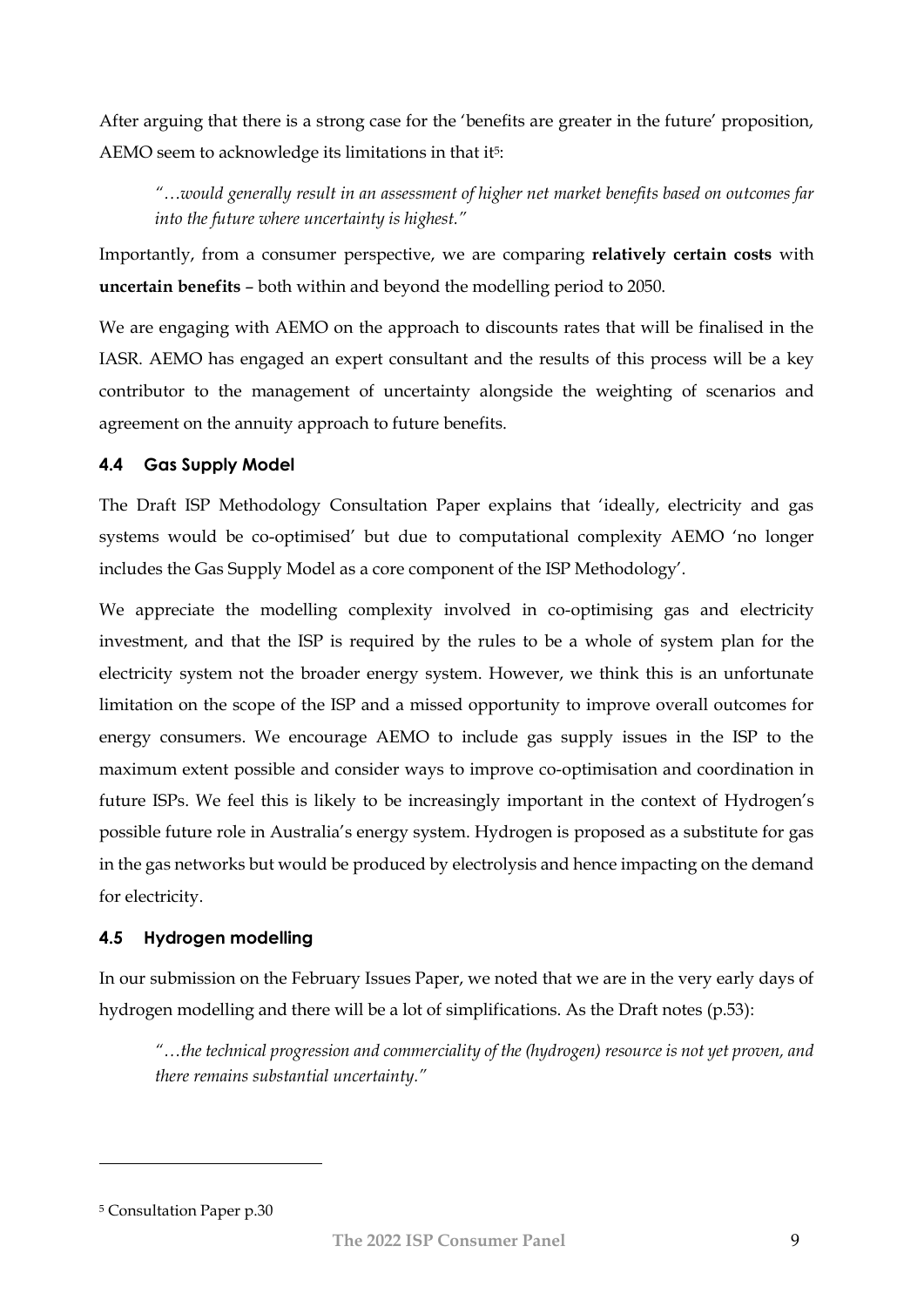After arguing that there is a strong case for the 'benefits are greater in the future' proposition, AEMO seem to acknowledge its limitations in that it[5]:

> *"…would generally result in an assessment of higher net market benefits based on outcomes far into the future where uncertainty is highest."*

Importantly, from a consumer perspective, we are comparing **relatively certain costs** with **uncertain benefits** – both within and beyond the modelling period to 2050.

We are engaging with AEMO on the approach to discounts rates that will be finalised in the IASR. AEMO has engaged an expert consultant and the results of this process will be a key contributor to the management of uncertainty alongside the weighting of scenarios and agreement on the annuity approach to future benefits.

### 4.4 Gas Supply Model

The Draft ISP Methodology Consultation Paper explains that 'ideally, electricity and gas systems would be co-optimised' but due to computational complexity AEMO 'no longer includes the Gas Supply Model as a core component of the ISP Methodology'.

We appreciate the modelling complexity involved in co-optimising gas and electricity investment, and that the ISP is required by the rules to be a whole of system plan for the electricity system not the broader energy system. However, we think this is an unfortunate limitation on the scope of the ISP and a missed opportunity to improve overall outcomes for energy consumers. We encourage AEMO to include gas supply issues in the ISP to the maximum extent possible and consider ways to improve co-optimisation and coordination in future ISPs. We feel this is likely to be increasingly important in the context of Hydrogen's possible future role in Australia's energy system. Hydrogen is proposed as a substitute for gas in the gas networks but would be produced by electrolysis and hence impacting on the demand for electricity.

### 4.5 Hydrogen modelling

In our submission on the February Issues Paper, we noted that we are in the very early days of hydrogen modelling and there will be a lot of simplifications. As the Draft notes (p.53):

> *"…the technical progression and commerciality of the (hydrogen) resource is not yet proven, and there remains substantial uncertainty."*

---

[5] Consultation Paper p.30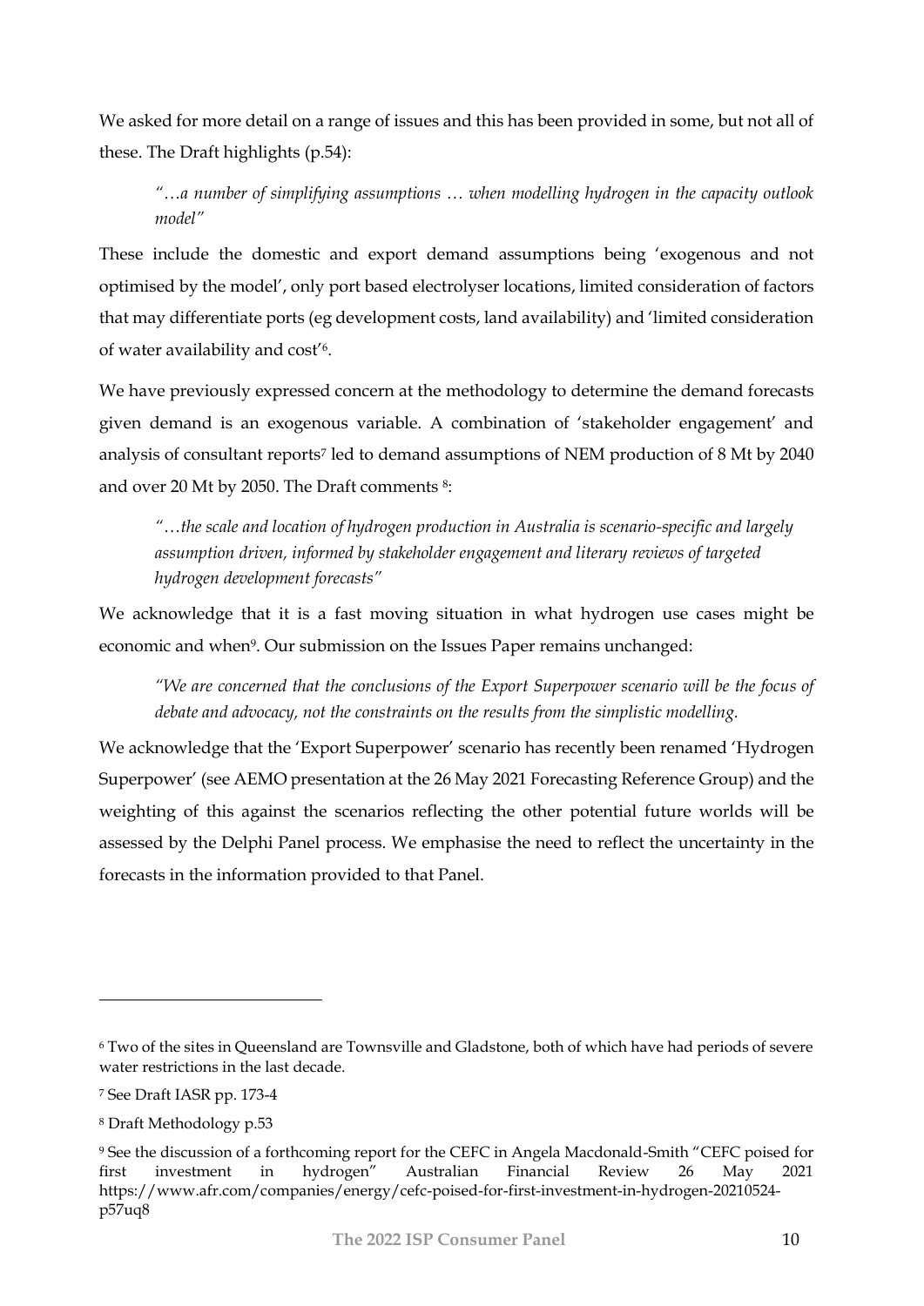We asked for more detail on a range of issues and this has been provided in some, but not all of these. The Draft highlights (p.54):

> *"…a number of simplifying assumptions … when modelling hydrogen in the capacity outlook model"*

These include the domestic and export demand assumptions being 'exogenous and not optimised by the model', only port based electrolyser locations, limited consideration of factors that may differentiate ports (eg development costs, land availability) and 'limited consideration of water availability and cost'[6].

We have previously expressed concern at the methodology to determine the demand forecasts given demand is an exogenous variable. A combination of 'stakeholder engagement' and analysis of consultant reports[7] led to demand assumptions of NEM production of 8 Mt by 2040 and over 20 Mt by 2050. The Draft comments [8]:

> *"…the scale and location of hydrogen production in Australia is scenario-specific and largely assumption driven, informed by stakeholder engagement and literary reviews of targeted hydrogen development forecasts"*

We acknowledge that it is a fast moving situation in what hydrogen use cases might be economic and when[9]. Our submission on the Issues Paper remains unchanged:

> *"We are concerned that the conclusions of the Export Superpower scenario will be the focus of debate and advocacy, not the constraints on the results from the simplistic modelling.*

We acknowledge that the 'Export Superpower' scenario has recently been renamed 'Hydrogen Superpower' (see AEMO presentation at the 26 May 2021 Forecasting Reference Group) and the weighting of this against the scenarios reflecting the other potential future worlds will be assessed by the Delphi Panel process. We emphasise the need to reflect the uncertainty in the forecasts in the information provided to that Panel.

---

[6] Two of the sites in Queensland are Townsville and Gladstone, both of which have had periods of severe water restrictions in the last decade.

[7] See Draft IASR pp. 173-4

[8] Draft Methodology p.53

[9] See the discussion of a forthcoming report for the CEFC in Angela Macdonald-Smith "CEFC poised for first investment in hydrogen" Australian Financial Review 26 May 2021 https://www.afr.com/companies/energy/cefc-poised-for-first-investment-in-hydrogen-20210524-p57uq8